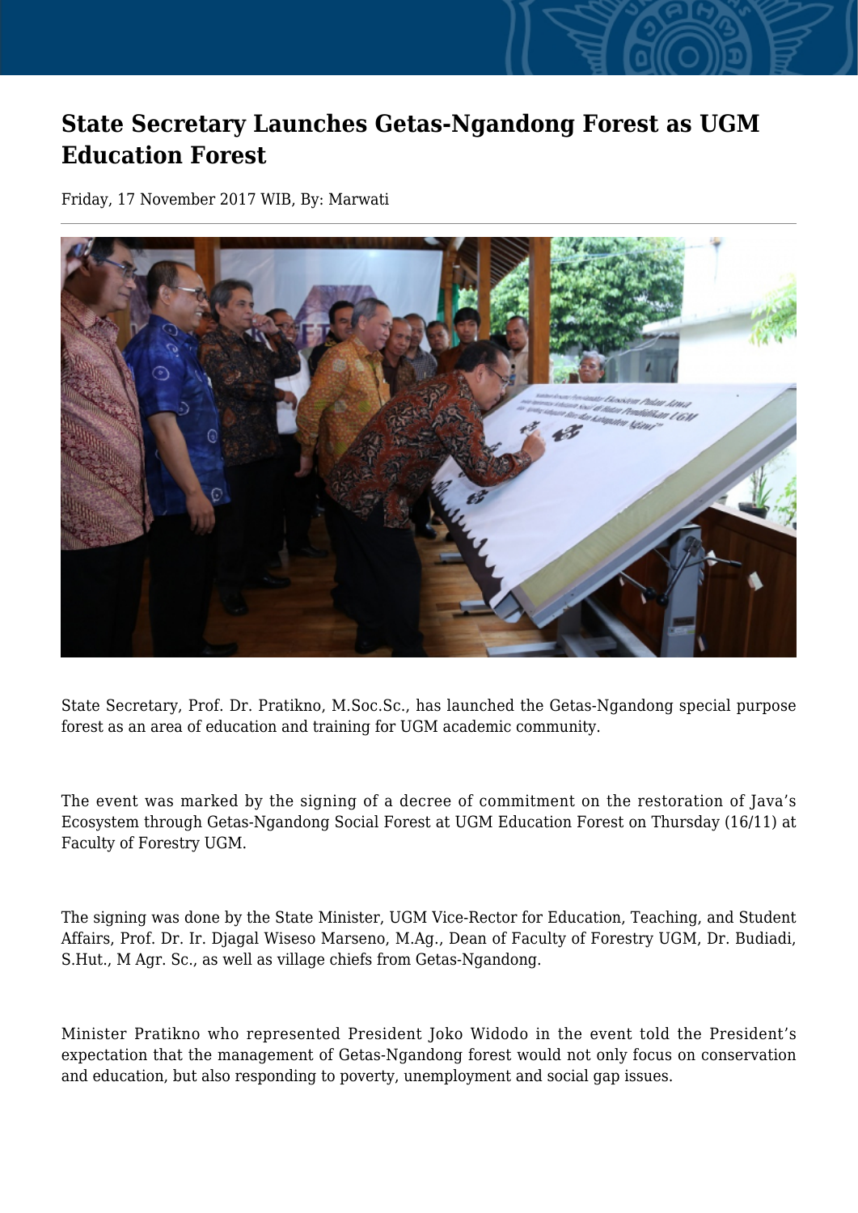# State Secretary Launches Getas-Ngandong Forest as UGM Education Forest

Friday, 17 November 2017 WIB, By: Marwati

State Secretary, Prof. Dr. Pratikno, M.Soc.Sc., has launched the Getas-Ngandong special purpose forest as an area of education and training for UGM academic community.

The event was marked by the signing of a decree of commitment on the restoration of Java's Ecosystem through Getas-Ngandong Social Forest at UGM Education Forest on Thursday (16/11) at Faculty of Forestry UGM.

The signing was done by the State Minister, UGM Vice-Rector for Education, Teaching, and Student Affairs, Prof. Dr. Ir. Djagal Wiseso Marseno, M.Ag., Dean of Faculty of Forestry UGM, Dr. Budiadi, S.Hut., M Agr. Sc., as well as village chiefs from Getas-Ngandong.

Minister Pratikno who represented President Joko Widodo in the event told the President's expectation that the management of Getas-Ngandong forest would not only focus on conservation and education, but also responding to poverty, unemployment and social gap issues.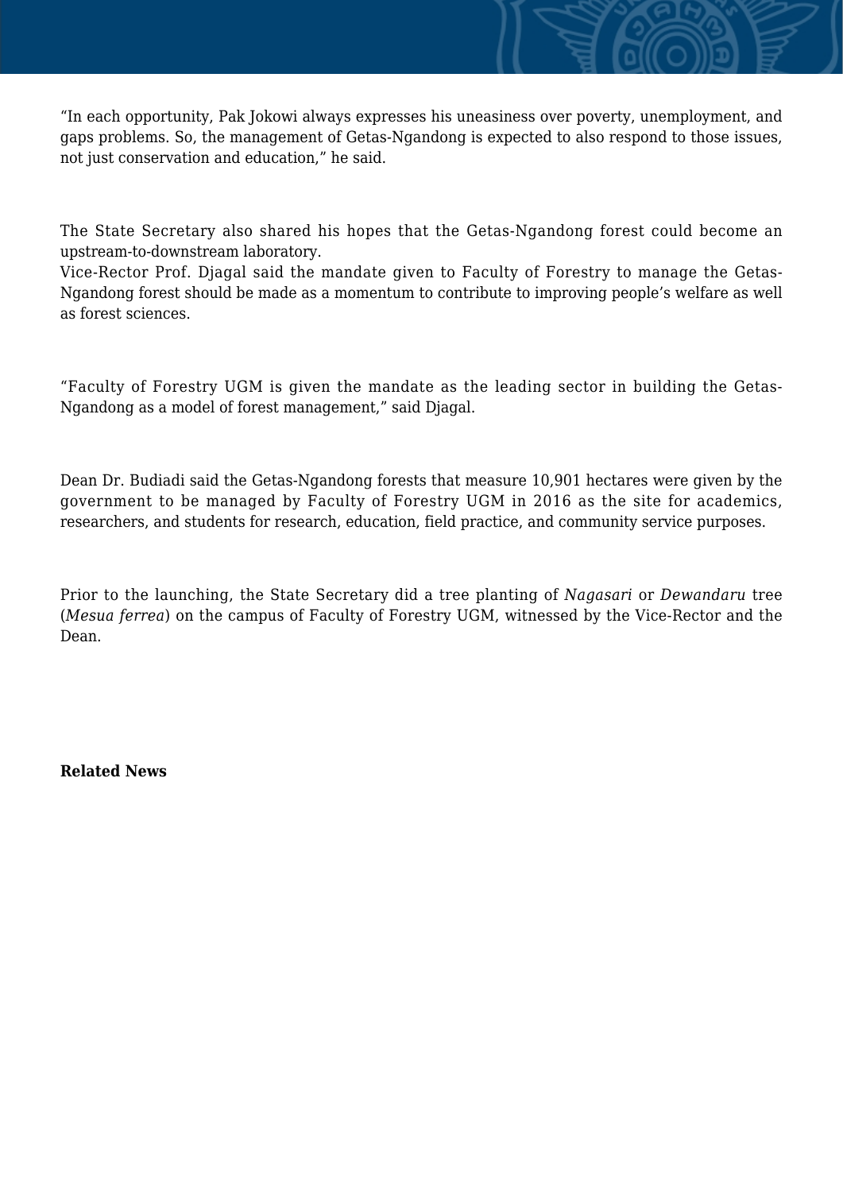"In each opportunity, Pak Jokowi always expresses his uneasiness over poverty, unemployment, and gaps problems. So, the management of Getas-Ngandong is expected to also respond to those issues, not just conservation and education," he said.

The State Secretary also shared his hopes that the Getas-Ngandong forest could become an upstream-to-downstream laboratory.
Vice-Rector Prof. Djagal said the mandate given to Faculty of Forestry to manage the Getas-Ngandong forest should be made as a momentum to contribute to improving people's welfare as well as forest sciences.

"Faculty of Forestry UGM is given the mandate as the leading sector in building the Getas-Ngandong as a model of forest management," said Djagal.

Dean Dr. Budiadi said the Getas-Ngandong forests that measure 10,901 hectares were given by the government to be managed by Faculty of Forestry UGM in 2016 as the site for academics, researchers, and students for research, education, field practice, and community service purposes.

Prior to the launching, the State Secretary did a tree planting of *Nagasari* or *Dewandaru* tree (*Mesua ferrea*) on the campus of Faculty of Forestry UGM, witnessed by the Vice-Rector and the Dean.

**Related News**